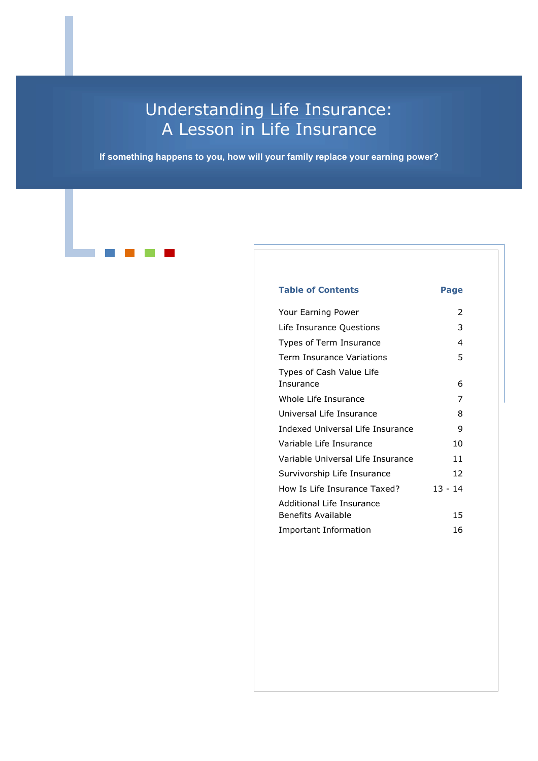# Understanding Life Insurance: A Lesson in Life Insurance

**If something happens to you, how will your family replace your earning power?**

| Table of Contents | Page |
|---|---|
| Your Earning Power | 2 |
| Life Insurance Questions | 3 |
| Types of Term Insurance | 4 |
| Term Insurance Variations | 5 |
| Types of Cash Value Life Insurance | 6 |
| Whole Life Insurance | 7 |
| Universal Life Insurance | 8 |
| Indexed Universal Life Insurance | 9 |
| Variable Life Insurance | 10 |
| Variable Universal Life Insurance | 11 |
| Survivorship Life Insurance | 12 |
| How Is Life Insurance Taxed? | 13 - 14 |
| Additional Life Insurance Benefits Available | 15 |
| Important Information | 16 |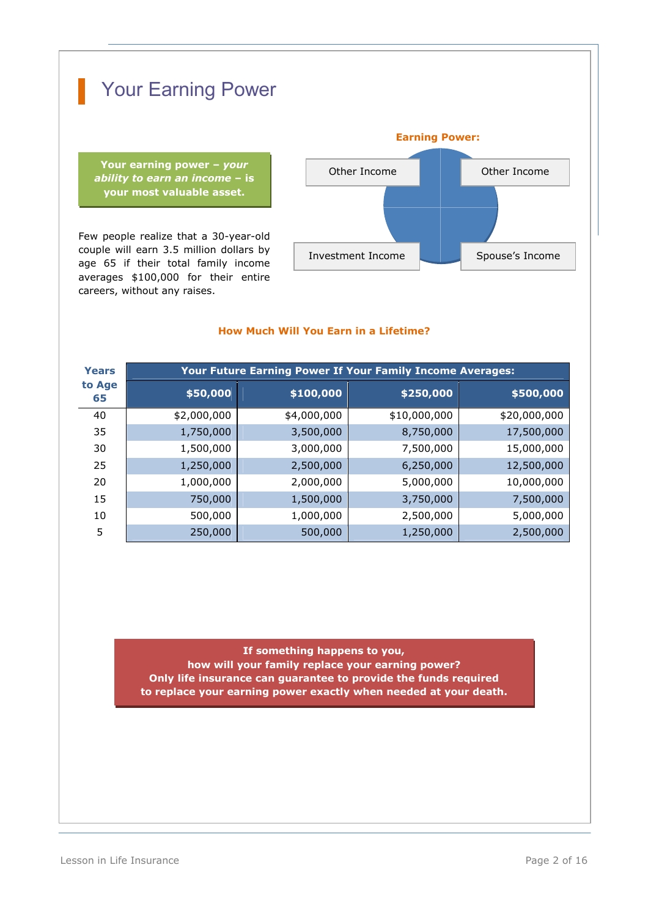# Your Earning Power

**Your earning power – *your ability to earn an income* – is your most valuable asset.**

Few people realize that a 30-year-old couple will earn 3.5 million dollars by age 65 if their total family income averages $100,000 for their entire careers, without any raises.

**Earning Power:**

Other Income

Other Income

Investment Income

Spouse's Income

**How Much Will You Earn in a Lifetime?**

| Years to Age 65 | Your Future Earning Power If Your Family Income Averages: | | | |
|---|---|---|---|---|
| | **$50,000** | **$100,000** | **$250,000** | **$500,000** |
| 40 | $2,000,000 | $4,000,000 | $10,000,000 | $20,000,000 |
| 35 | 1,750,000 | 3,500,000 | 8,750,000 | 17,500,000 |
| 30 | 1,500,000 | 3,000,000 | 7,500,000 | 15,000,000 |
| 25 | 1,250,000 | 2,500,000 | 6,250,000 | 12,500,000 |
| 20 | 1,000,000 | 2,000,000 | 5,000,000 | 10,000,000 |
| 15 | 750,000 | 1,500,000 | 3,750,000 | 7,500,000 |
| 10 | 500,000 | 1,000,000 | 2,500,000 | 5,000,000 |
| 5 | 250,000 | 500,000 | 1,250,000 | 2,500,000 |

**If something happens to you,
how will your family replace your earning power?
Only life insurance can guarantee to provide the funds required
to replace your earning power exactly when needed at your death.**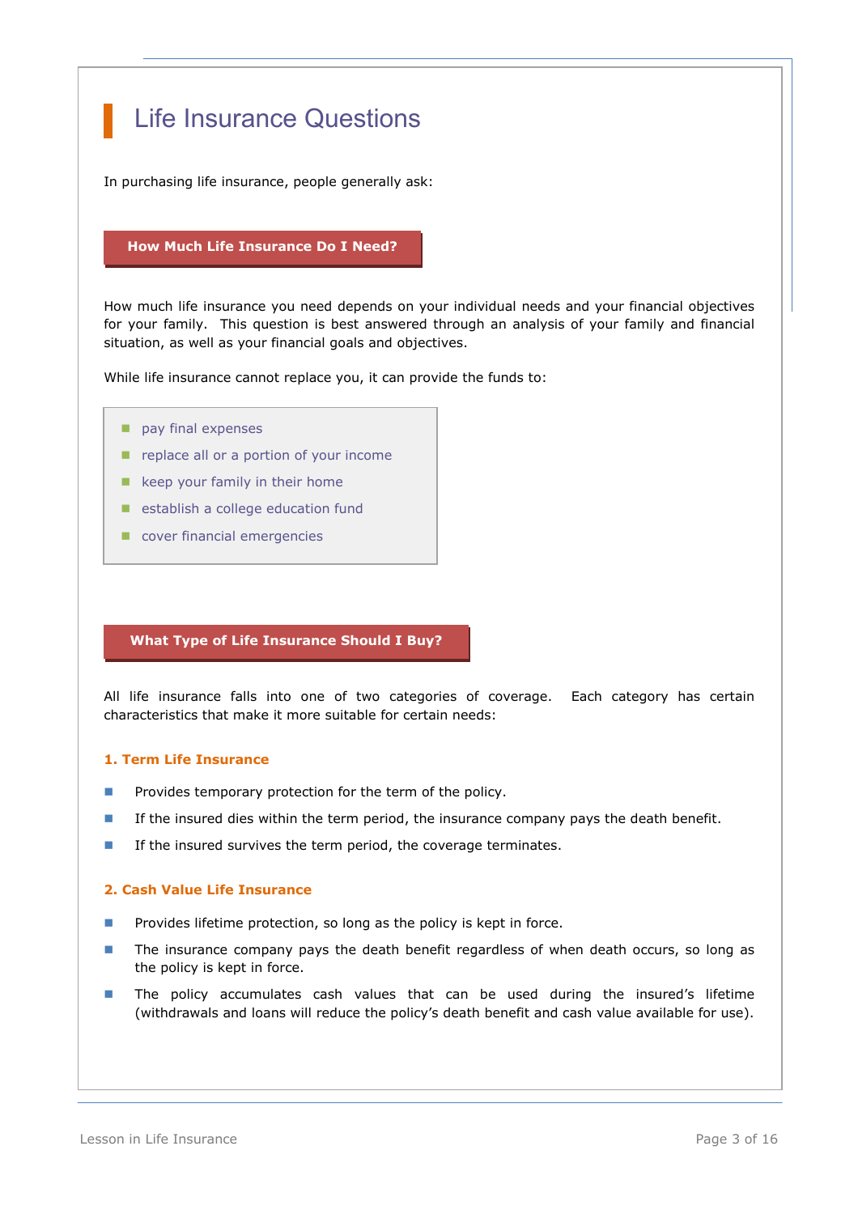# Life Insurance Questions

In purchasing life insurance, people generally ask:

## How Much Life Insurance Do I Need?

How much life insurance you need depends on your individual needs and your financial objectives for your family. This question is best answered through an analysis of your family and financial situation, as well as your financial goals and objectives.

While life insurance cannot replace you, it can provide the funds to:

- pay final expenses
- replace all or a portion of your income
- keep your family in their home
- establish a college education fund
- cover financial emergencies

## What Type of Life Insurance Should I Buy?

All life insurance falls into one of two categories of coverage. Each category has certain characteristics that make it more suitable for certain needs:

### 1. Term Life Insurance

- Provides temporary protection for the term of the policy.
- If the insured dies within the term period, the insurance company pays the death benefit.
- If the insured survives the term period, the coverage terminates.

### 2. Cash Value Life Insurance

- Provides lifetime protection, so long as the policy is kept in force.
- The insurance company pays the death benefit regardless of when death occurs, so long as the policy is kept in force.
- The policy accumulates cash values that can be used during the insured's lifetime (withdrawals and loans will reduce the policy's death benefit and cash value available for use).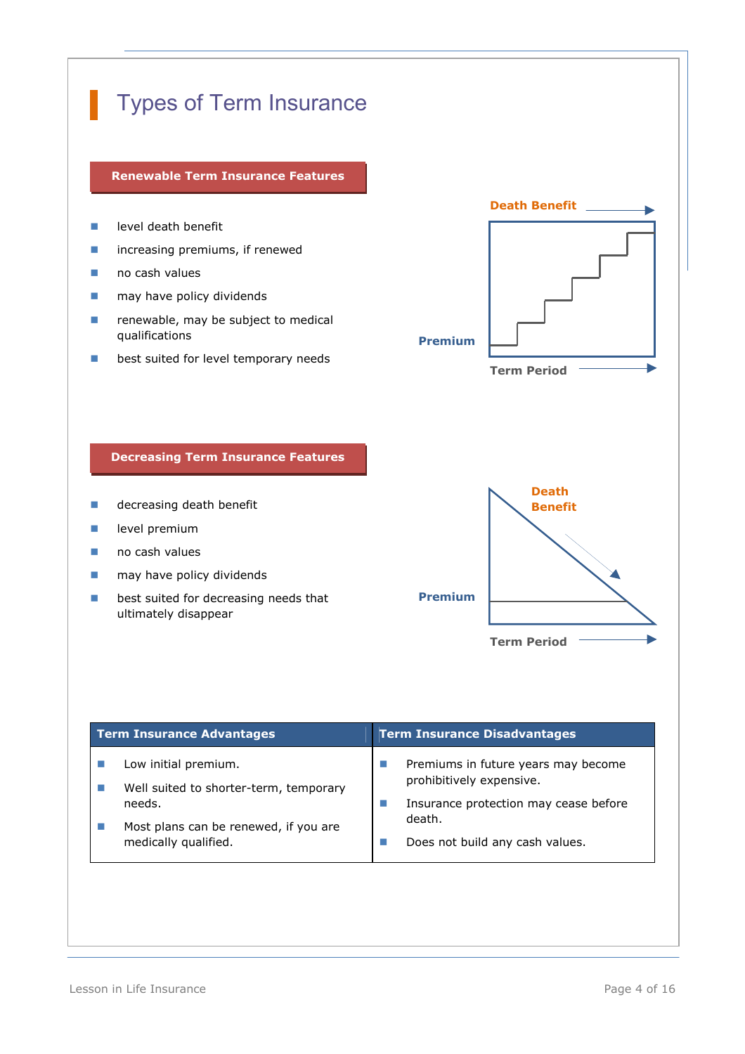# Types of Term Insurance

## Renewable Term Insurance Features

- level death benefit
- increasing premiums, if renewed
- no cash values
- may have policy dividends
- renewable, may be subject to medical qualifications
- best suited for level temporary needs

Death Benefit

Premium

Term Period

## Decreasing Term Insurance Features

- decreasing death benefit
- level premium
- no cash values
- may have policy dividends
- best suited for decreasing needs that ultimately disappear

Death Benefit

Premium

Term Period

| Term Insurance Advantages | Term Insurance Disadvantages |
|---|---|
| Low initial premium. | Premiums in future years may become prohibitively expensive. |
| Well suited to shorter-term, temporary needs. | Insurance protection may cease before death. |
| Most plans can be renewed, if you are medically qualified. | Does not build any cash values. |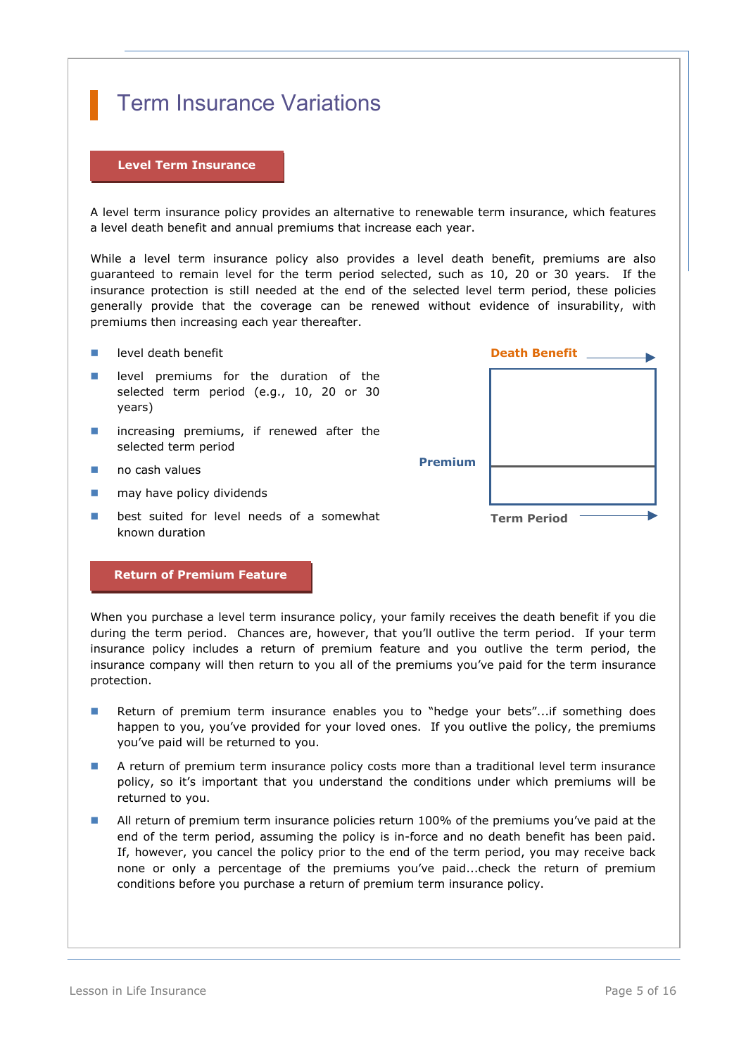# Term Insurance Variations

## Level Term Insurance

A level term insurance policy provides an alternative to renewable term insurance, which features a level death benefit and annual premiums that increase each year.

While a level term insurance policy also provides a level death benefit, premiums are also guaranteed to remain level for the term period selected, such as 10, 20 or 30 years. If the insurance protection is still needed at the end of the selected level term period, these policies generally provide that the coverage can be renewed without evidence of insurability, with premiums then increasing each year thereafter.

- level death benefit
- level premiums for the duration of the selected term period (e.g., 10, 20 or 30 years)
- increasing premiums, if renewed after the selected term period
- no cash values
- may have policy dividends
- best suited for level needs of a somewhat known duration

Death Benefit

Premium

Term Period

## Return of Premium Feature

When you purchase a level term insurance policy, your family receives the death benefit if you die during the term period. Chances are, however, that you'll outlive the term period. If your term insurance policy includes a return of premium feature and you outlive the term period, the insurance company will then return to you all of the premiums you've paid for the term insurance protection.

- Return of premium term insurance enables you to "hedge your bets"...if something does happen to you, you've provided for your loved ones. If you outlive the policy, the premiums you've paid will be returned to you.
- A return of premium term insurance policy costs more than a traditional level term insurance policy, so it's important that you understand the conditions under which premiums will be returned to you.
- All return of premium term insurance policies return 100% of the premiums you've paid at the end of the term period, assuming the policy is in-force and no death benefit has been paid. If, however, you cancel the policy prior to the end of the term period, you may receive back none or only a percentage of the premiums you've paid...check the return of premium conditions before you purchase a return of premium term insurance policy.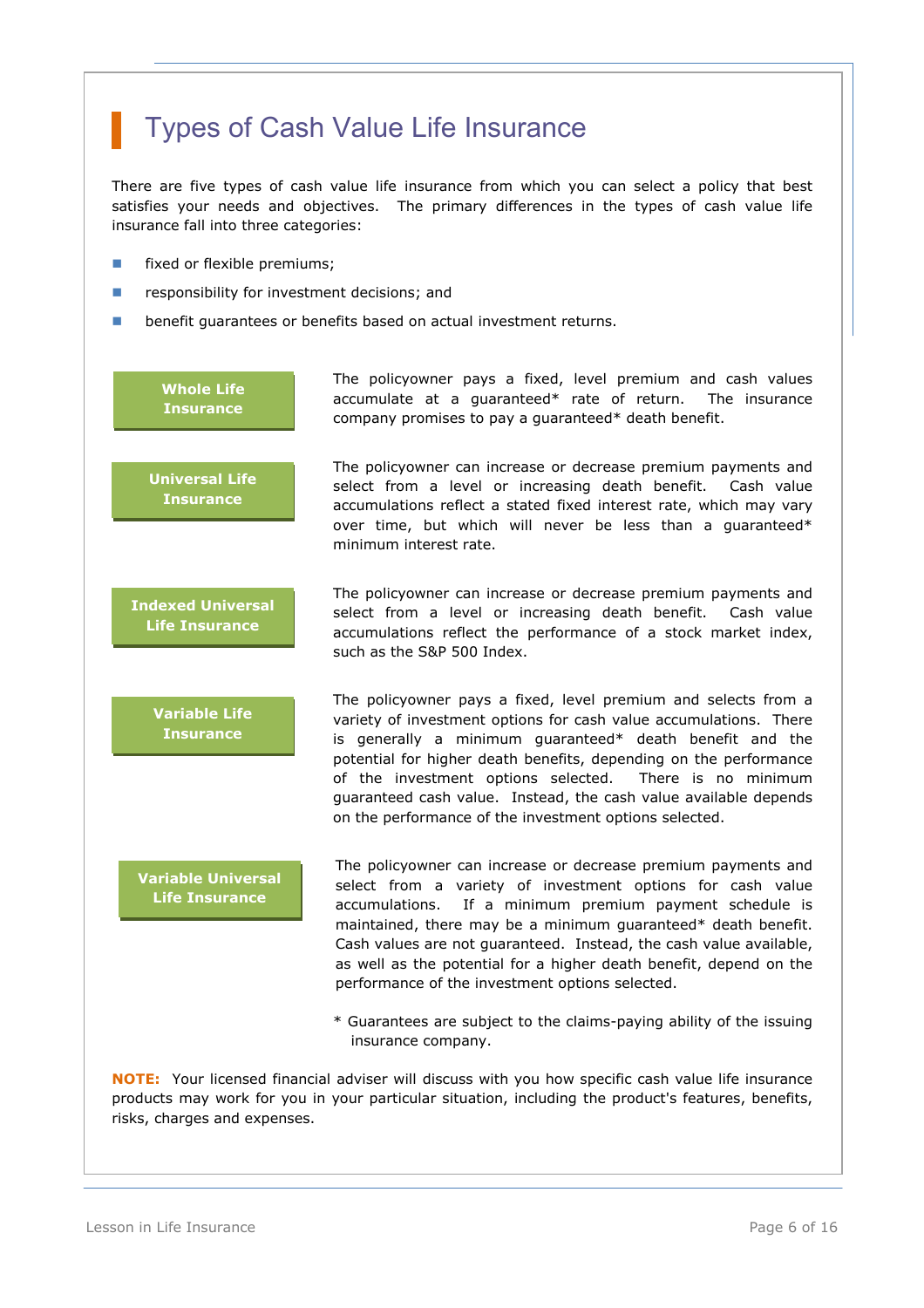# Types of Cash Value Life Insurance

There are five types of cash value life insurance from which you can select a policy that best satisfies your needs and objectives. The primary differences in the types of cash value life insurance fall into three categories:

- fixed or flexible premiums;
- responsibility for investment decisions; and
- benefit guarantees or benefits based on actual investment returns.

**Whole Life Insurance**

The policyowner pays a fixed, level premium and cash values accumulate at a guaranteed* rate of return. The insurance company promises to pay a guaranteed* death benefit.

**Universal Life Insurance**

The policyowner can increase or decrease premium payments and select from a level or increasing death benefit. Cash value accumulations reflect a stated fixed interest rate, which may vary over time, but which will never be less than a guaranteed* minimum interest rate.

**Indexed Universal Life Insurance**

The policyowner can increase or decrease premium payments and select from a level or increasing death benefit. Cash value accumulations reflect the performance of a stock market index, such as the S&P 500 Index.

**Variable Life Insurance**

The policyowner pays a fixed, level premium and selects from a variety of investment options for cash value accumulations. There is generally a minimum guaranteed* death benefit and the potential for higher death benefits, depending on the performance of the investment options selected. There is no minimum guaranteed cash value. Instead, the cash value available depends on the performance of the investment options selected.

**Variable Universal Life Insurance**

The policyowner can increase or decrease premium payments and select from a variety of investment options for cash value accumulations. If a minimum premium payment schedule is maintained, there may be a minimum guaranteed* death benefit. Cash values are not guaranteed. Instead, the cash value available, as well as the potential for a higher death benefit, depend on the performance of the investment options selected.

* Guarantees are subject to the claims-paying ability of the issuing insurance company.

**NOTE:** Your licensed financial adviser will discuss with you how specific cash value life insurance products may work for you in your particular situation, including the product's features, benefits, risks, charges and expenses.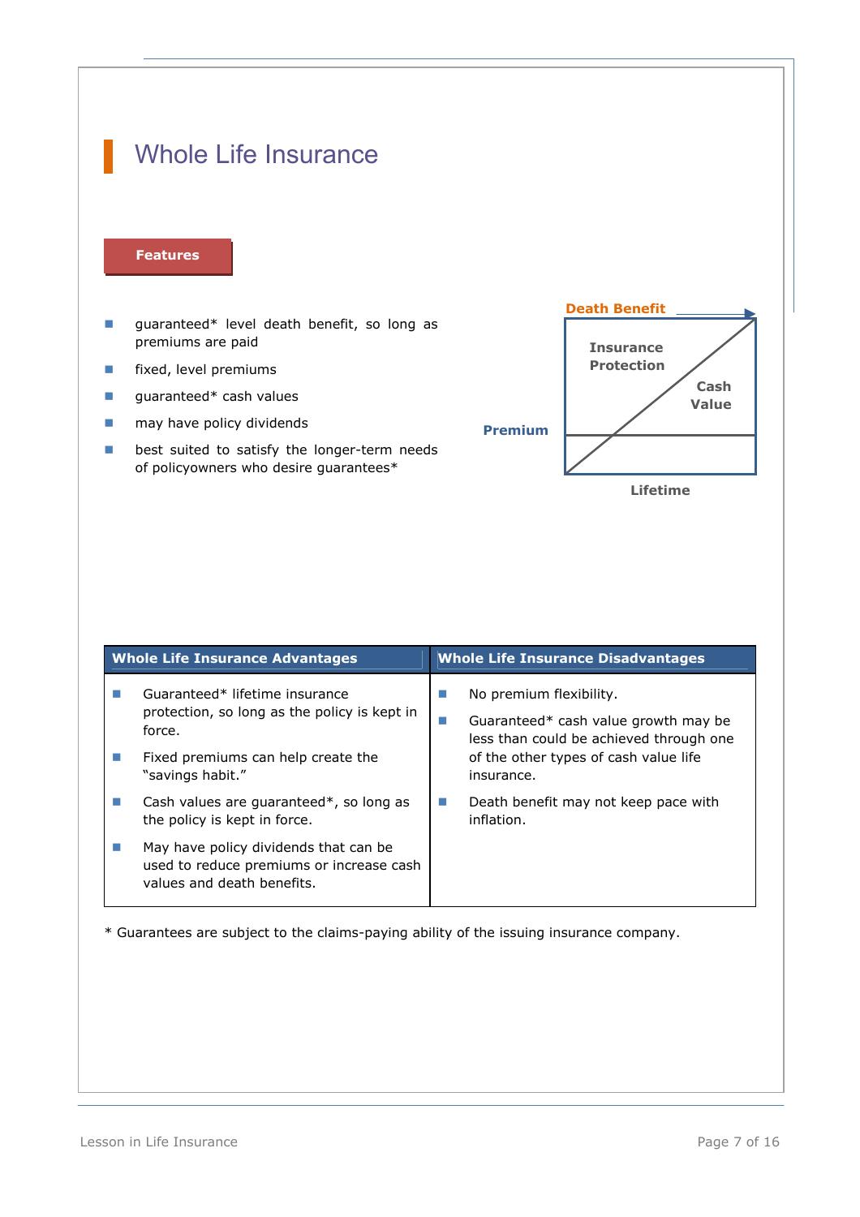# Whole Life Insurance

**Features**

- guaranteed* level death benefit, so long as premiums are paid
- fixed, level premiums
- guaranteed* cash values
- may have policy dividends
- best suited to satisfy the longer-term needs of policyowners who desire guarantees*

Death Benefit

Insurance Protection

Cash Value

Premium

Lifetime

| Whole Life Insurance Advantages | Whole Life Insurance Disadvantages |
|---|---|
| ■ Guaranteed* lifetime insurance protection, so long as the policy is kept in force.<br>■ Fixed premiums can help create the "savings habit."<br>■ Cash values are guaranteed*, so long as the policy is kept in force.<br>■ May have policy dividends that can be used to reduce premiums or increase cash values and death benefits. | ■ No premium flexibility.<br>■ Guaranteed* cash value growth may be less than could be achieved through one of the other types of cash value life insurance.<br>■ Death benefit may not keep pace with inflation. |

* Guarantees are subject to the claims-paying ability of the issuing insurance company.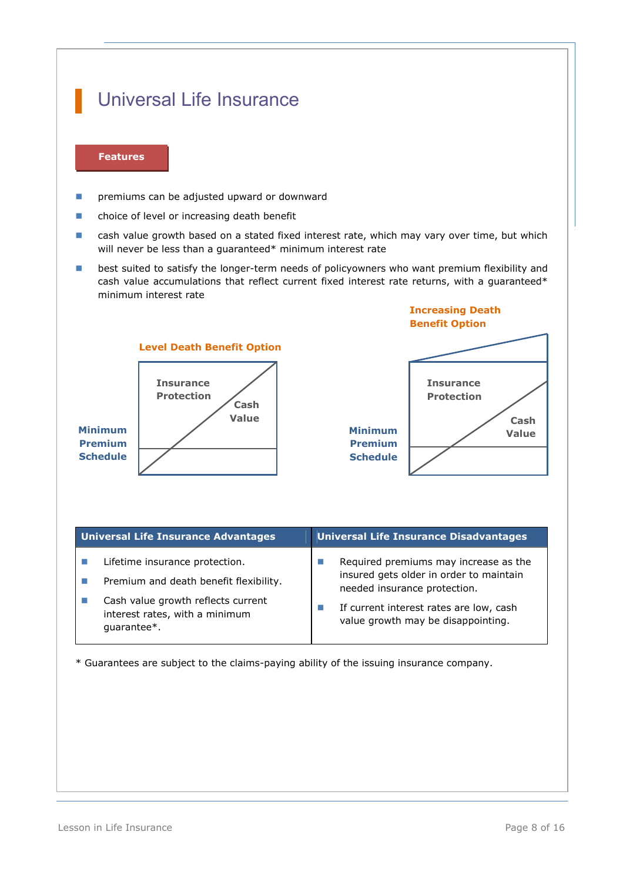# Universal Life Insurance

**Features**

- premiums can be adjusted upward or downward
- choice of level or increasing death benefit
- cash value growth based on a stated fixed interest rate, which may vary over time, but which will never be less than a guaranteed* minimum interest rate
- best suited to satisfy the longer-term needs of policyowners who want premium flexibility and cash value accumulations that reflect current fixed interest rate returns, with a guaranteed* minimum interest rate

**Level Death Benefit Option**

Insurance Protection

Cash Value

Minimum Premium Schedule

**Increasing Death Benefit Option**

Insurance Protection

Cash Value

Minimum Premium Schedule

| Universal Life Insurance Advantages | Universal Life Insurance Disadvantages |
|---|---|
| - Lifetime insurance protection.<br>- Premium and death benefit flexibility.<br>- Cash value growth reflects current interest rates, with a minimum guarantee*. | - Required premiums may increase as the insured gets older in order to maintain needed insurance protection.<br>- If current interest rates are low, cash value growth may be disappointing. |

* Guarantees are subject to the claims-paying ability of the issuing insurance company.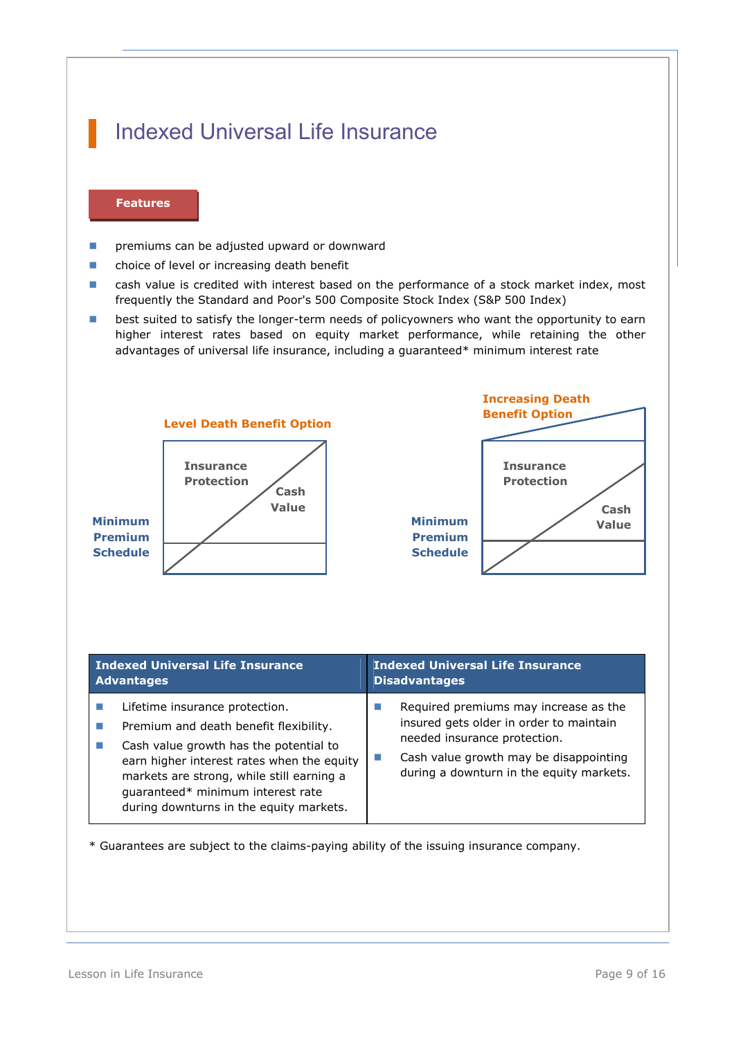# Indexed Universal Life Insurance

**Features**

- premiums can be adjusted upward or downward
- choice of level or increasing death benefit
- cash value is credited with interest based on the performance of a stock market index, most frequently the Standard and Poor's 500 Composite Stock Index (S&P 500 Index)
- best suited to satisfy the longer-term needs of policyowners who want the opportunity to earn higher interest rates based on equity market performance, while retaining the other advantages of universal life insurance, including a guaranteed* minimum interest rate

**Level Death Benefit Option**

Insurance Protection

Cash Value

Minimum Premium Schedule

**Increasing Death Benefit Option**

Insurance Protection

Cash Value

Minimum Premium Schedule

| Indexed Universal Life Insurance Advantages | Indexed Universal Life Insurance Disadvantages |
|---|---|
| ■ Lifetime insurance protection.<br>■ Premium and death benefit flexibility.<br>■ Cash value growth has the potential to earn higher interest rates when the equity markets are strong, while still earning a guaranteed* minimum interest rate during downturns in the equity markets. | ■ Required premiums may increase as the insured gets older in order to maintain needed insurance protection.<br>■ Cash value growth may be disappointing during a downturn in the equity markets. |

* Guarantees are subject to the claims-paying ability of the issuing insurance company.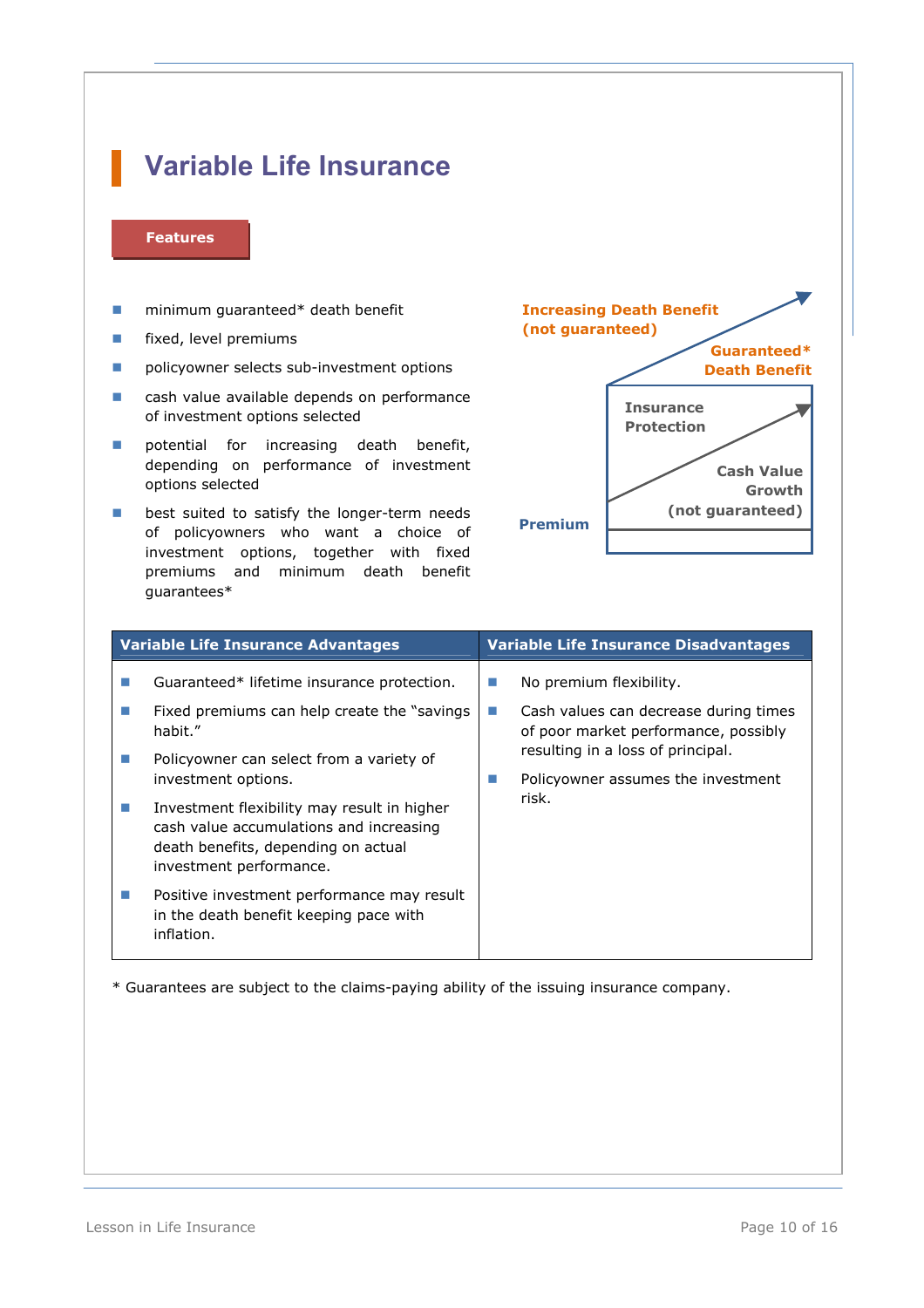# Variable Life Insurance

**Features**

- minimum guaranteed* death benefit
- fixed, level premiums
- policyowner selects sub-investment options
- cash value available depends on performance of investment options selected
- potential for increasing death benefit, depending on performance of investment options selected
- best suited to satisfy the longer-term needs of policyowners who want a choice of investment options, together with fixed premiums and minimum death benefit guarantees*

**Increasing Death Benefit (not guaranteed)**

**Guaranteed* Death Benefit**

**Insurance Protection**

**Cash Value Growth (not guaranteed)**

**Premium**

| Variable Life Insurance Advantages | Variable Life Insurance Disadvantages |
|---|---|
| - Guaranteed* lifetime insurance protection.<br>- Fixed premiums can help create the "savings habit."<br>- Policyowner can select from a variety of investment options.<br>- Investment flexibility may result in higher cash value accumulations and increasing death benefits, depending on actual investment performance.<br>- Positive investment performance may result in the death benefit keeping pace with inflation. | - No premium flexibility.<br>- Cash values can decrease during times of poor market performance, possibly resulting in a loss of principal.<br>- Policyowner assumes the investment risk. |

* Guarantees are subject to the claims-paying ability of the issuing insurance company.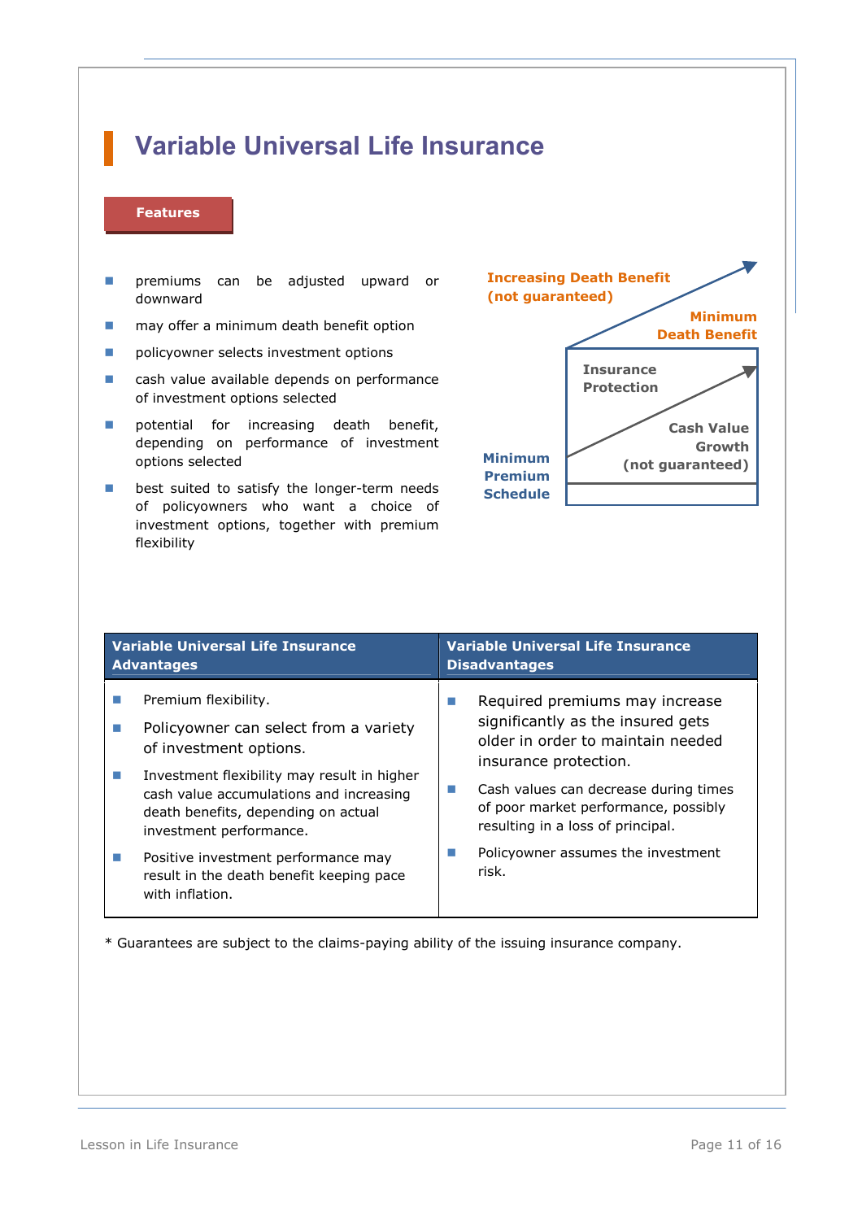# Variable Universal Life Insurance

**Features**

- premiums can be adjusted upward or downward
- may offer a minimum death benefit option
- policyowner selects investment options
- cash value available depends on performance of investment options selected
- potential for increasing death benefit, depending on performance of investment options selected
- best suited to satisfy the longer-term needs of policyowners who want a choice of investment options, together with premium flexibility

Increasing Death Benefit (not guaranteed)

Minimum Death Benefit

Insurance Protection

Cash Value Growth (not guaranteed)

Minimum Premium Schedule

| Variable Universal Life Insurance Advantages | Variable Universal Life Insurance Disadvantages |
| --- | --- |
| - Premium flexibility.<br>- Policyowner can select from a variety of investment options.<br>- Investment flexibility may result in higher cash value accumulations and increasing death benefits, depending on actual investment performance.<br>- Positive investment performance may result in the death benefit keeping pace with inflation. | - Required premiums may increase significantly as the insured gets older in order to maintain needed insurance protection.<br>- Cash values can decrease during times of poor market performance, possibly resulting in a loss of principal.<br>- Policyowner assumes the investment risk. |

* Guarantees are subject to the claims-paying ability of the issuing insurance company.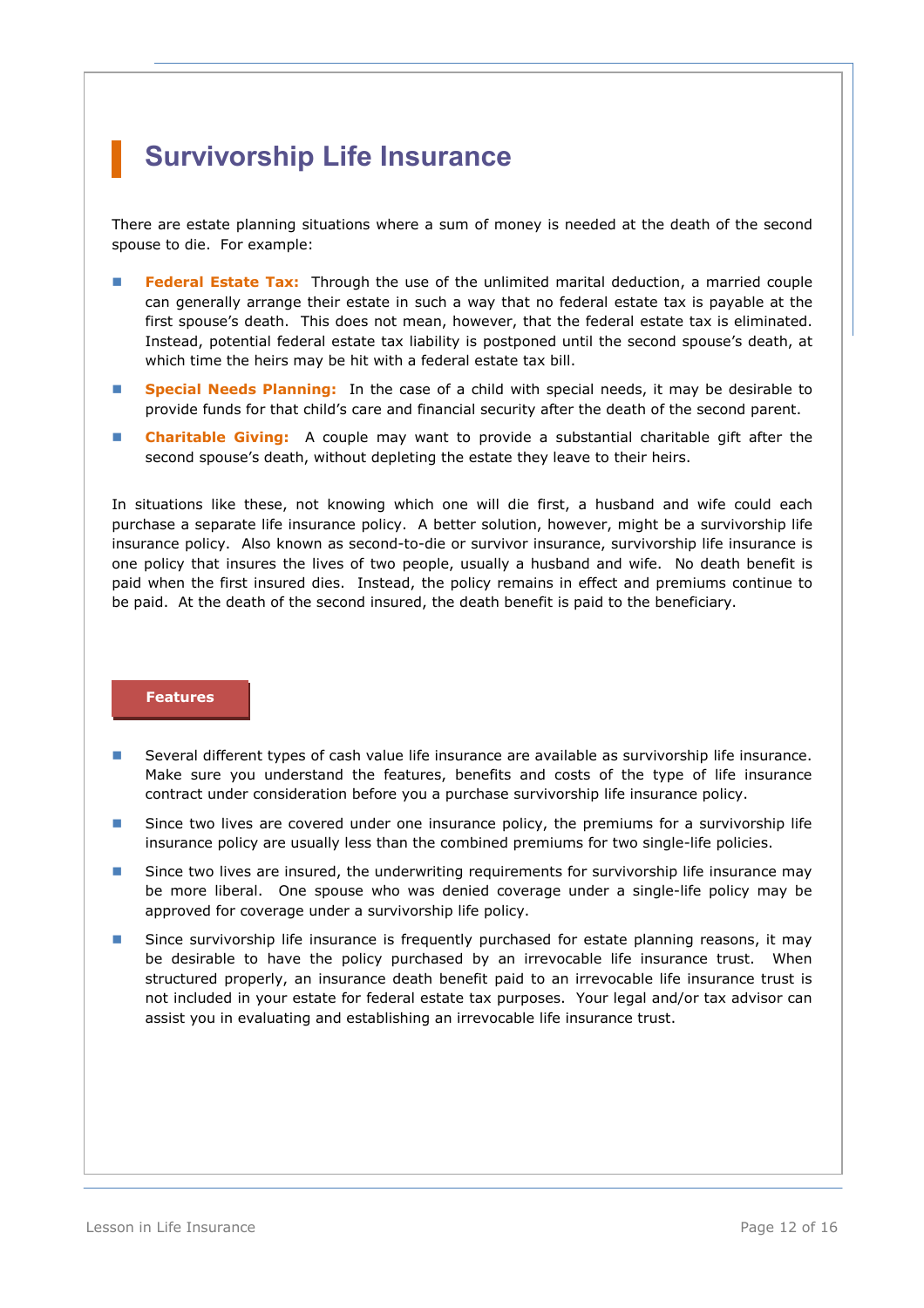# Survivorship Life Insurance

There are estate planning situations where a sum of money is needed at the death of the second spouse to die. For example:

- **Federal Estate Tax:** Through the use of the unlimited marital deduction, a married couple can generally arrange their estate in such a way that no federal estate tax is payable at the first spouse's death. This does not mean, however, that the federal estate tax is eliminated. Instead, potential federal estate tax liability is postponed until the second spouse's death, at which time the heirs may be hit with a federal estate tax bill.
- **Special Needs Planning:** In the case of a child with special needs, it may be desirable to provide funds for that child's care and financial security after the death of the second parent.
- **Charitable Giving:** A couple may want to provide a substantial charitable gift after the second spouse's death, without depleting the estate they leave to their heirs.

In situations like these, not knowing which one will die first, a husband and wife could each purchase a separate life insurance policy. A better solution, however, might be a survivorship life insurance policy. Also known as second-to-die or survivor insurance, survivorship life insurance is one policy that insures the lives of two people, usually a husband and wife. No death benefit is paid when the first insured dies. Instead, the policy remains in effect and premiums continue to be paid. At the death of the second insured, the death benefit is paid to the beneficiary.

## Features

- Several different types of cash value life insurance are available as survivorship life insurance. Make sure you understand the features, benefits and costs of the type of life insurance contract under consideration before you a purchase survivorship life insurance policy.
- Since two lives are covered under one insurance policy, the premiums for a survivorship life insurance policy are usually less than the combined premiums for two single-life policies.
- Since two lives are insured, the underwriting requirements for survivorship life insurance may be more liberal. One spouse who was denied coverage under a single-life policy may be approved for coverage under a survivorship life policy.
- Since survivorship life insurance is frequently purchased for estate planning reasons, it may be desirable to have the policy purchased by an irrevocable life insurance trust. When structured properly, an insurance death benefit paid to an irrevocable life insurance trust is not included in your estate for federal estate tax purposes. Your legal and/or tax advisor can assist you in evaluating and establishing an irrevocable life insurance trust.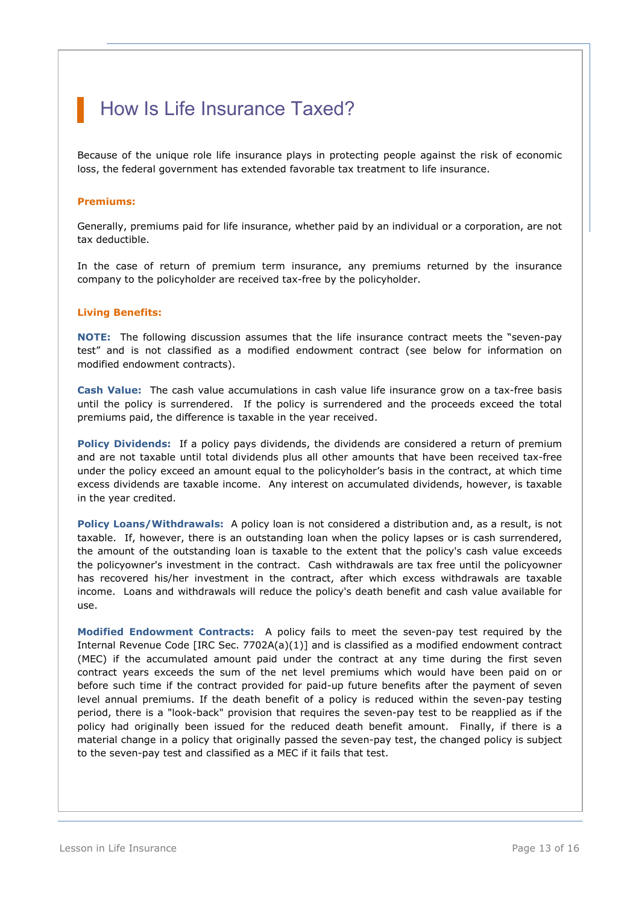# How Is Life Insurance Taxed?

Because of the unique role life insurance plays in protecting people against the risk of economic loss, the federal government has extended favorable tax treatment to life insurance.

### Premiums:

Generally, premiums paid for life insurance, whether paid by an individual or a corporation, are not tax deductible.

In the case of return of premium term insurance, any premiums returned by the insurance company to the policyholder are received tax-free by the policyholder.

### Living Benefits:

**NOTE:** The following discussion assumes that the life insurance contract meets the "seven-pay test" and is not classified as a modified endowment contract (see below for information on modified endowment contracts).

**Cash Value:** The cash value accumulations in cash value life insurance grow on a tax-free basis until the policy is surrendered. If the policy is surrendered and the proceeds exceed the total premiums paid, the difference is taxable in the year received.

**Policy Dividends:** If a policy pays dividends, the dividends are considered a return of premium and are not taxable until total dividends plus all other amounts that have been received tax-free under the policy exceed an amount equal to the policyholder's basis in the contract, at which time excess dividends are taxable income. Any interest on accumulated dividends, however, is taxable in the year credited.

**Policy Loans/Withdrawals:** A policy loan is not considered a distribution and, as a result, is not taxable. If, however, there is an outstanding loan when the policy lapses or is cash surrendered, the amount of the outstanding loan is taxable to the extent that the policy's cash value exceeds the policyowner's investment in the contract. Cash withdrawals are tax free until the policyowner has recovered his/her investment in the contract, after which excess withdrawals are taxable income. Loans and withdrawals will reduce the policy's death benefit and cash value available for use.

**Modified Endowment Contracts:** A policy fails to meet the seven-pay test required by the Internal Revenue Code [IRC Sec. 7702A(a)(1)] and is classified as a modified endowment contract (MEC) if the accumulated amount paid under the contract at any time during the first seven contract years exceeds the sum of the net level premiums which would have been paid on or before such time if the contract provided for paid-up future benefits after the payment of seven level annual premiums. If the death benefit of a policy is reduced within the seven-pay testing period, there is a "look-back" provision that requires the seven-pay test to be reapplied as if the policy had originally been issued for the reduced death benefit amount. Finally, if there is a material change in a policy that originally passed the seven-pay test, the changed policy is subject to the seven-pay test and classified as a MEC if it fails that test.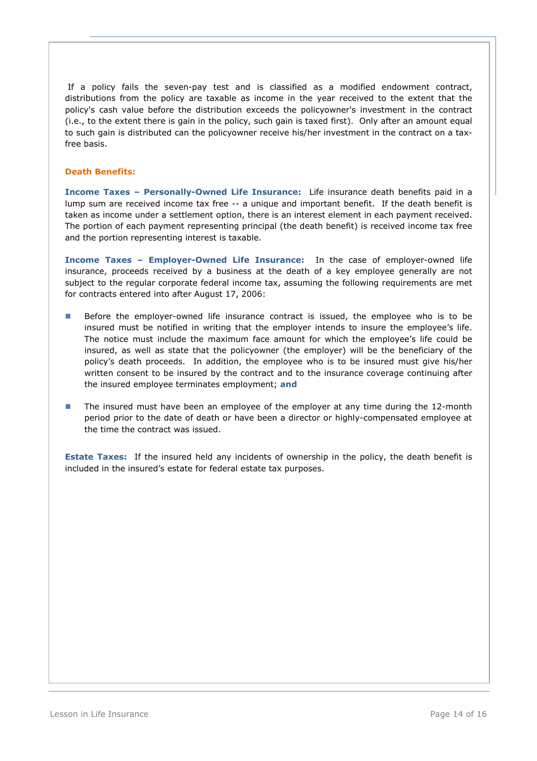If a policy fails the seven-pay test and is classified as a modified endowment contract, distributions from the policy are taxable as income in the year received to the extent that the policy's cash value before the distribution exceeds the policyowner's investment in the contract (i.e., to the extent there is gain in the policy, such gain is taxed first). Only after an amount equal to such gain is distributed can the policyowner receive his/her investment in the contract on a tax-free basis.

### Death Benefits:

**Income Taxes – Personally-Owned Life Insurance:** Life insurance death benefits paid in a lump sum are received income tax free -- a unique and important benefit. If the death benefit is taken as income under a settlement option, there is an interest element in each payment received. The portion of each payment representing principal (the death benefit) is received income tax free and the portion representing interest is taxable.

**Income Taxes – Employer-Owned Life Insurance:** In the case of employer-owned life insurance, proceeds received by a business at the death of a key employee generally are not subject to the regular corporate federal income tax, assuming the following requirements are met for contracts entered into after August 17, 2006:

- Before the employer-owned life insurance contract is issued, the employee who is to be insured must be notified in writing that the employer intends to insure the employee's life. The notice must include the maximum face amount for which the employee's life could be insured, as well as state that the policyowner (the employer) will be the beneficiary of the policy's death proceeds. In addition, the employee who is to be insured must give his/her written consent to be insured by the contract and to the insurance coverage continuing after the insured employee terminates employment; **and**

- The insured must have been an employee of the employer at any time during the 12-month period prior to the date of death or have been a director or highly-compensated employee at the time the contract was issued.

**Estate Taxes:** If the insured held any incidents of ownership in the policy, the death benefit is included in the insured's estate for federal estate tax purposes.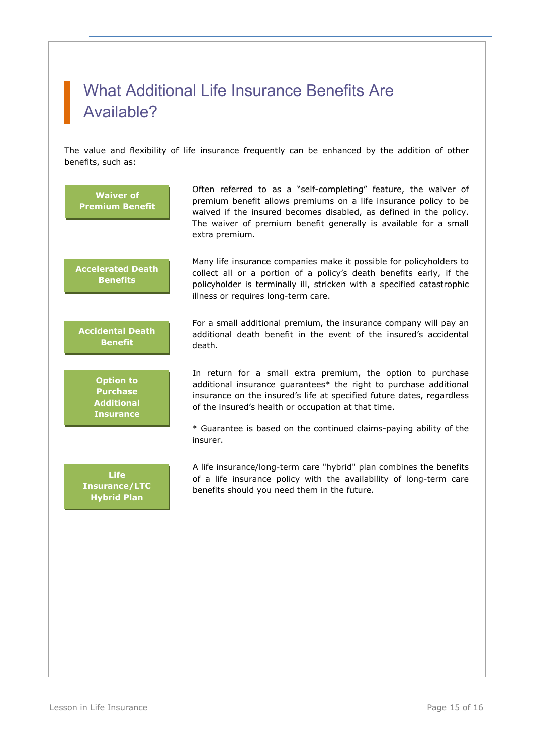# What Additional Life Insurance Benefits Are Available?

The value and flexibility of life insurance frequently can be enhanced by the addition of other benefits, such as:

**Waiver of Premium Benefit**

Often referred to as a "self-completing" feature, the waiver of premium benefit allows premiums on a life insurance policy to be waived if the insured becomes disabled, as defined in the policy. The waiver of premium benefit generally is available for a small extra premium.

**Accelerated Death Benefits**

Many life insurance companies make it possible for policyholders to collect all or a portion of a policy's death benefits early, if the policyholder is terminally ill, stricken with a specified catastrophic illness or requires long-term care.

**Accidental Death Benefit**

For a small additional premium, the insurance company will pay an additional death benefit in the event of the insured's accidental death.

**Option to Purchase Additional Insurance**

In return for a small extra premium, the option to purchase additional insurance guarantees* the right to purchase additional insurance on the insured's life at specified future dates, regardless of the insured's health or occupation at that time.

* Guarantee is based on the continued claims-paying ability of the insurer.

**Life Insurance/LTC Hybrid Plan**

A life insurance/long-term care "hybrid" plan combines the benefits of a life insurance policy with the availability of long-term care benefits should you need them in the future.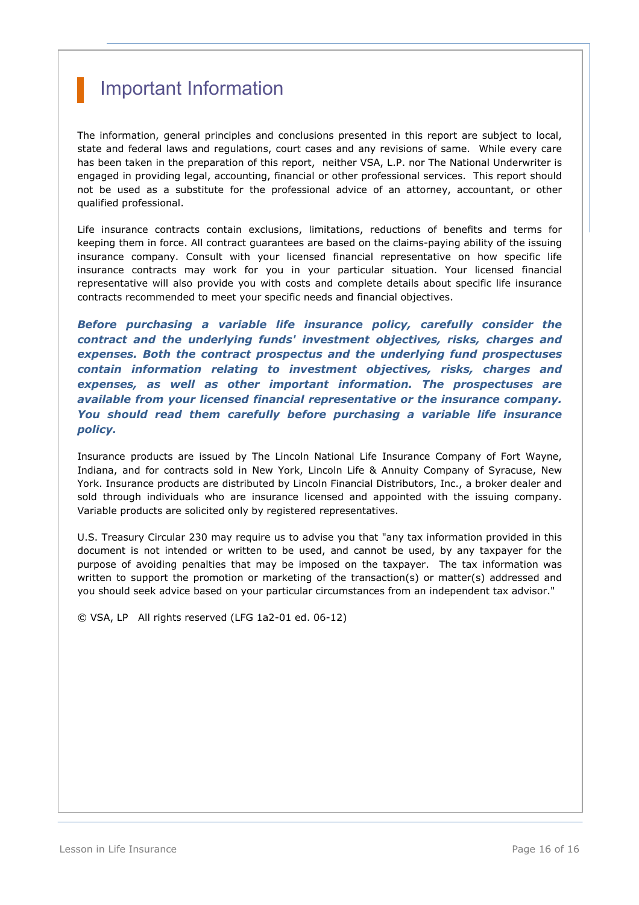# Important Information

The information, general principles and conclusions presented in this report are subject to local, state and federal laws and regulations, court cases and any revisions of same. While every care has been taken in the preparation of this report, neither VSA, L.P. nor The National Underwriter is engaged in providing legal, accounting, financial or other professional services. This report should not be used as a substitute for the professional advice of an attorney, accountant, or other qualified professional.

Life insurance contracts contain exclusions, limitations, reductions of benefits and terms for keeping them in force. All contract guarantees are based on the claims-paying ability of the issuing insurance company. Consult with your licensed financial representative on how specific life insurance contracts may work for you in your particular situation. Your licensed financial representative will also provide you with costs and complete details about specific life insurance contracts recommended to meet your specific needs and financial objectives.

***Before purchasing a variable life insurance policy, carefully consider the contract and the underlying funds' investment objectives, risks, charges and expenses. Both the contract prospectus and the underlying fund prospectuses contain information relating to investment objectives, risks, charges and expenses, as well as other important information. The prospectuses are available from your licensed financial representative or the insurance company. You should read them carefully before purchasing a variable life insurance policy.***

Insurance products are issued by The Lincoln National Life Insurance Company of Fort Wayne, Indiana, and for contracts sold in New York, Lincoln Life & Annuity Company of Syracuse, New York. Insurance products are distributed by Lincoln Financial Distributors, Inc., a broker dealer and sold through individuals who are insurance licensed and appointed with the issuing company. Variable products are solicited only by registered representatives.

U.S. Treasury Circular 230 may require us to advise you that "any tax information provided in this document is not intended or written to be used, and cannot be used, by any taxpayer for the purpose of avoiding penalties that may be imposed on the taxpayer. The tax information was written to support the promotion or marketing of the transaction(s) or matter(s) addressed and you should seek advice based on your particular circumstances from an independent tax advisor."

© VSA, LP All rights reserved (LFG 1a2-01 ed. 06-12)